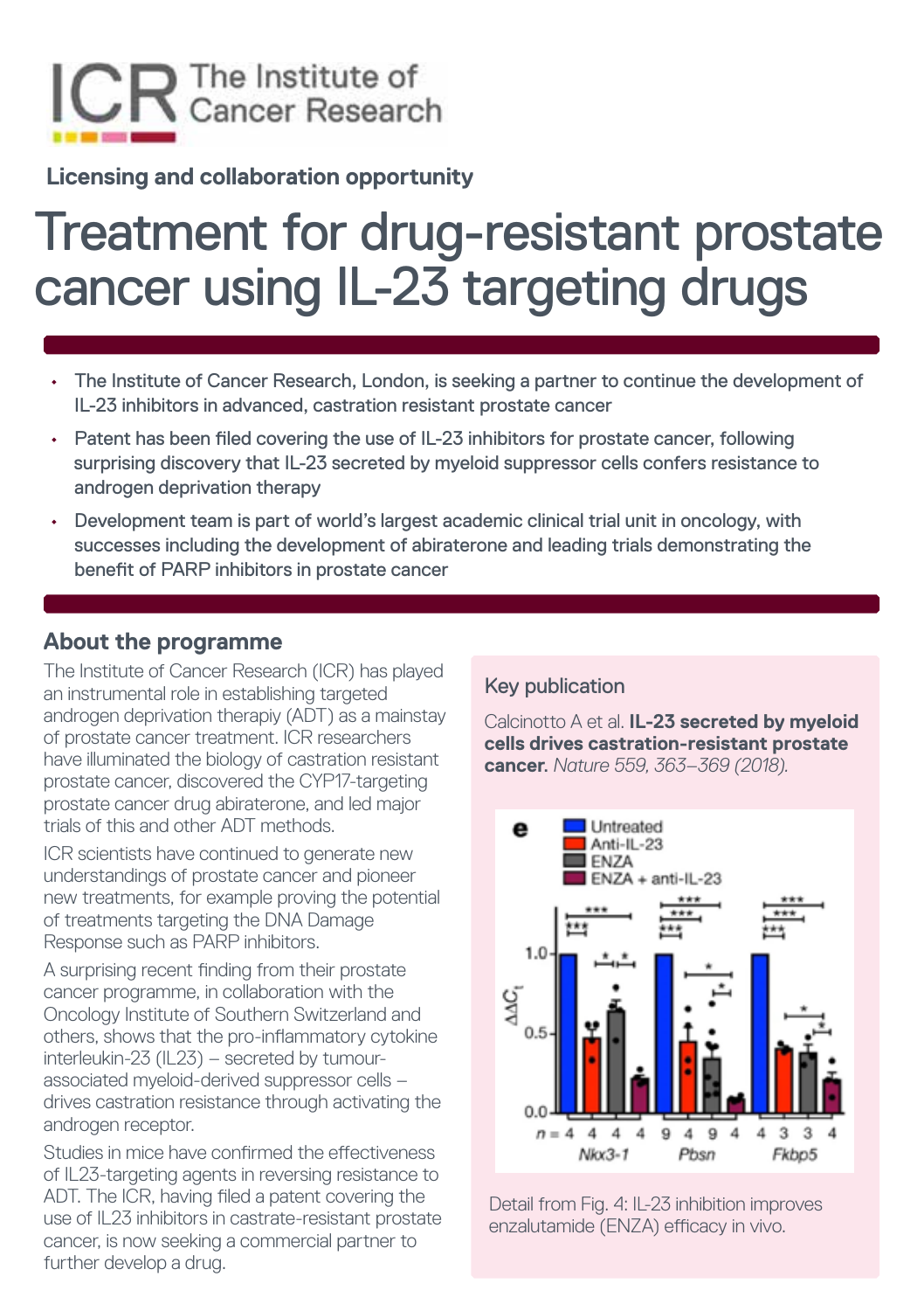# Licensing and collaboration opportunity

# Treatment for drug-resistant prostate cancer using IL-23 targeting drugs

- The Institute of Cancer Research, London, is seeking a partner to continue the development of IL-23 inhibitors in advanced, castration resistant prostate cancer
- Patent has been filed covering the use of IL-23 inhibitors for prostate cancer, following surprising discovery that IL-23 secreted by myeloid suppressor cells confers resistance to androgen deprivation therapy
- Development team is part of world's largest academic clinical trial unit in oncology, with successes including the development of abiraterone and leading trials demonstrating the benefit of PARP inhibitors in prostate cancer

## About the programme

The Institute of Cancer Research (ICR) has played an instrumental role in establishing targeted androgen deprivation therapiy (ADT) as a mainstay of prostate cancer treatment. ICR researchers have illuminated the biology of castration resistant prostate cancer, discovered the CYP17-targeting prostate cancer drug abiraterone, and led major trials of this and other ADT methods.

ICR scientists have continued to generate new understandings of prostate cancer and pioneer new treatments, for example proving the potential of treatments targeting the DNA Damage Response such as PARP inhibitors.

A surprising recent finding from their prostate cancer programme, in collaboration with the Oncology Institute of Southern Switzerland and others, shows that the pro-inflammatory cytokine interleukin-23 (IL23) – secreted by tumour-associated myeloid-derived suppressor cells – drives castration resistance through activating the androgen receptor.

Studies in mice have confirmed the effectiveness of IL23-targeting agents in reversing resistance to ADT. The ICR, having filed a patent covering the use of IL23 inhibitors in castrate-resistant prostate cancer, is now seeking a commercial partner to further develop a drug.

### Key publication

Calcinotto A et al. **IL-23 secreted by myeloid cells drives castration-resistant prostate cancer.** *Nature 559, 363–369 (2018).*

Detail from Fig. 4: IL-23 inhibition improves enzalutamide (ENZA) efficacy in vivo.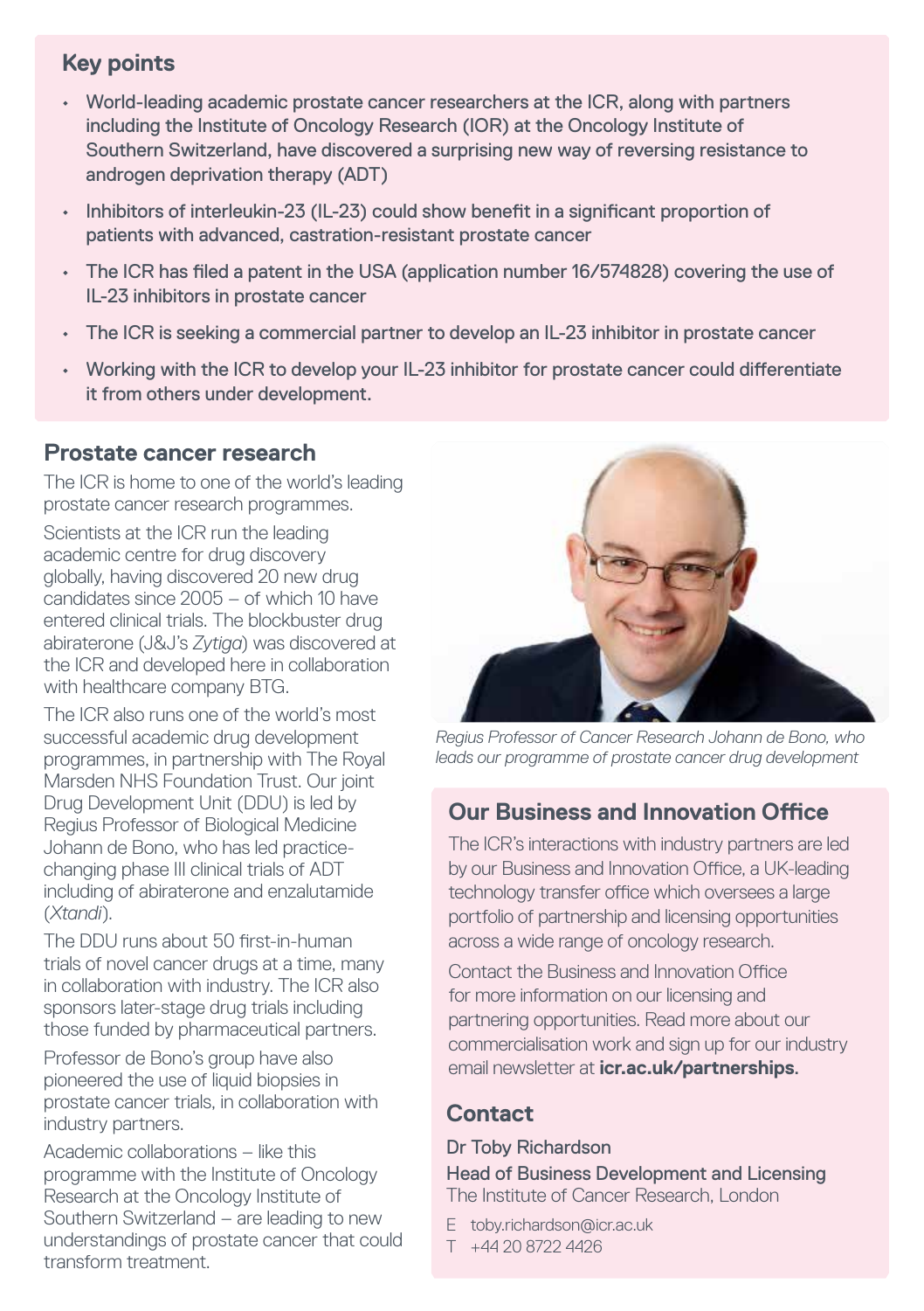## Key points

- World-leading academic prostate cancer researchers at the ICR, along with partners including the Institute of Oncology Research (IOR) at the Oncology Institute of Southern Switzerland, have discovered a surprising new way of reversing resistance to androgen deprivation therapy (ADT)
- Inhibitors of interleukin-23 (IL-23) could show benefit in a significant proportion of patients with advanced, castration-resistant prostate cancer
- The ICR has filed a patent in the USA (application number 16/574828) covering the use of IL-23 inhibitors in prostate cancer
- The ICR is seeking a commercial partner to develop an IL-23 inhibitor in prostate cancer
- Working with the ICR to develop your IL-23 inhibitor for prostate cancer could differentiate it from others under development.

## Prostate cancer research

The ICR is home to one of the world's leading prostate cancer research programmes.

Scientists at the ICR run the leading academic centre for drug discovery globally, having discovered 20 new drug candidates since 2005 – of which 10 have entered clinical trials. The blockbuster drug abiraterone (J&J's *Zytiga*) was discovered at the ICR and developed here in collaboration with healthcare company BTG.

The ICR also runs one of the world's most successful academic drug development programmes, in partnership with The Royal Marsden NHS Foundation Trust. Our joint Drug Development Unit (DDU) is led by Regius Professor of Biological Medicine Johann de Bono, who has led practice-changing phase III clinical trials of ADT including of abiraterone and enzalutamide (*Xtandi*).

The DDU runs about 50 first-in-human trials of novel cancer drugs at a time, many in collaboration with industry. The ICR also sponsors later-stage drug trials including those funded by pharmaceutical partners.

Professor de Bono's group have also pioneered the use of liquid biopsies in prostate cancer trials, in collaboration with industry partners.

Academic collaborations – like this programme with the Institute of Oncology Research at the Oncology Institute of Southern Switzerland – are leading to new understandings of prostate cancer that could transform treatment.

*Regius Professor of Cancer Research Johann de Bono, who leads our programme of prostate cancer drug development*

## Our Business and Innovation Office

The ICR's interactions with industry partners are led by our Business and Innovation Office, a UK-leading technology transfer office which oversees a large portfolio of partnership and licensing opportunities across a wide range of oncology research.

Contact the Business and Innovation Office for more information on our licensing and partnering opportunities. Read more about our commercialisation work and sign up for our industry email newsletter at **icr.ac.uk/partnerships.**

## Contact

Dr Toby Richardson
Head of Business Development and Licensing
The Institute of Cancer Research, London

E toby.richardson@icr.ac.uk
T +44 20 8722 4426